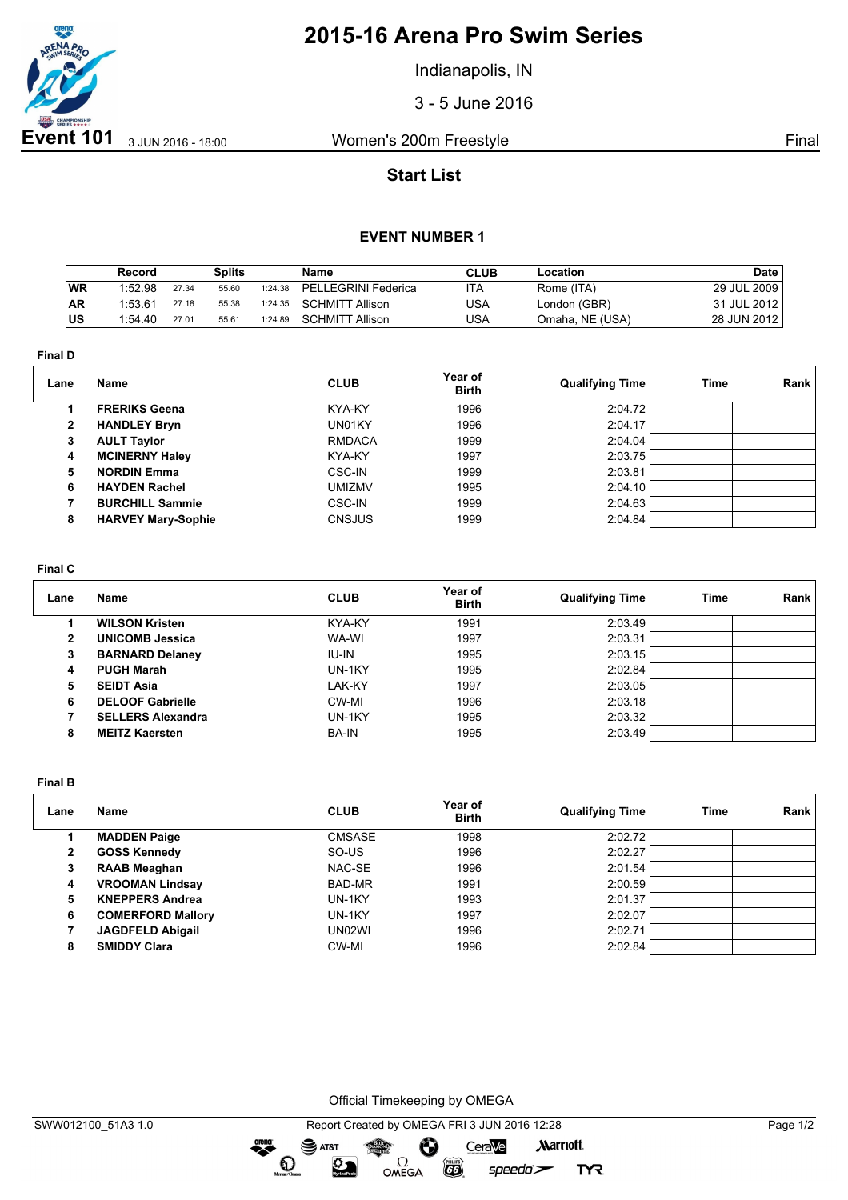# 2015-16 Arena Pro Swim Series

Indianapolis, IN

3 - 5 June 2016

**Event 101** 3 JUN 2016 - 18:00 | Women's 200m Freestyle | Final

## Start List

### EVENT NUMBER 1

| | Record | Splits | | | Name | CLUB | Location | Date |
|---|---|---|---|---|---|---|---|---|
| WR | 1:52.98 | 27.34 | 55.60 | 1:24.38 | PELLEGRINI Federica | ITA | Rome (ITA) | 29 JUL 2009 |
| AR | 1:53.61 | 27.18 | 55.38 | 1:24.35 | SCHMITT Allison | USA | London (GBR) | 31 JUL 2012 |
| US | 1:54.40 | 27.01 | 55.61 | 1:24.89 | SCHMITT Allison | USA | Omaha, NE (USA) | 28 JUN 2012 |

**Final D**

| Lane | Name | CLUB | Year of Birth | Qualifying Time | Time | Rank |
|---|---|---|---|---|---|---|
| 1 | **FRERIKS Geena** | KYA-KY | 1996 | 2:04.72 | | |
| 2 | **HANDLEY Bryn** | UN01KY | 1996 | 2:04.17 | | |
| 3 | **AULT Taylor** | RMDACA | 1999 | 2:04.04 | | |
| 4 | **MCINERNY Haley** | KYA-KY | 1997 | 2:03.75 | | |
| 5 | **NORDIN Emma** | CSC-IN | 1999 | 2:03.81 | | |
| 6 | **HAYDEN Rachel** | UMIZMV | 1995 | 2:04.10 | | |
| 7 | **BURCHILL Sammie** | CSC-IN | 1999 | 2:04.63 | | |
| 8 | **HARVEY Mary-Sophie** | CNSJUS | 1999 | 2:04.84 | | |

**Final C**

| Lane | Name | CLUB | Year of Birth | Qualifying Time | Time | Rank |
|---|---|---|---|---|---|---|
| 1 | **WILSON Kristen** | KYA-KY | 1991 | 2:03.49 | | |
| 2 | **UNICOMB Jessica** | WA-WI | 1997 | 2:03.31 | | |
| 3 | **BARNARD Delaney** | IU-IN | 1995 | 2:03.15 | | |
| 4 | **PUGH Marah** | UN-1KY | 1995 | 2:02.84 | | |
| 5 | **SEIDT Asia** | LAK-KY | 1997 | 2:03.05 | | |
| 6 | **DELOOF Gabrielle** | CW-MI | 1996 | 2:03.18 | | |
| 7 | **SELLERS Alexandra** | UN-1KY | 1995 | 2:03.32 | | |
| 8 | **MEITZ Kaersten** | BA-IN | 1995 | 2:03.49 | | |

**Final B**

| Lane | Name | CLUB | Year of Birth | Qualifying Time | Time | Rank |
|---|---|---|---|---|---|---|
| 1 | **MADDEN Paige** | CMSASE | 1998 | 2:02.72 | | |
| 2 | **GOSS Kennedy** | SO-US | 1996 | 2:02.27 | | |
| 3 | **RAAB Meaghan** | NAC-SE | 1996 | 2:01.54 | | |
| 4 | **VROOMAN Lindsay** | BAD-MR | 1991 | 2:00.59 | | |
| 5 | **KNEPPERS Andrea** | UN-1KY | 1993 | 2:01.37 | | |
| 6 | **COMERFORD Mallory** | UN-1KY | 1997 | 2:02.07 | | |
| 7 | **JAGDFELD Abigail** | UN02WI | 1996 | 2:02.71 | | |
| 8 | **SMIDDY Clara** | CW-MI | 1996 | 2:02.84 | | |

Official Timekeeping by OMEGA

SWW012100_51A3 1.0 | Report Created by OMEGA FRI 3 JUN 2016 12:28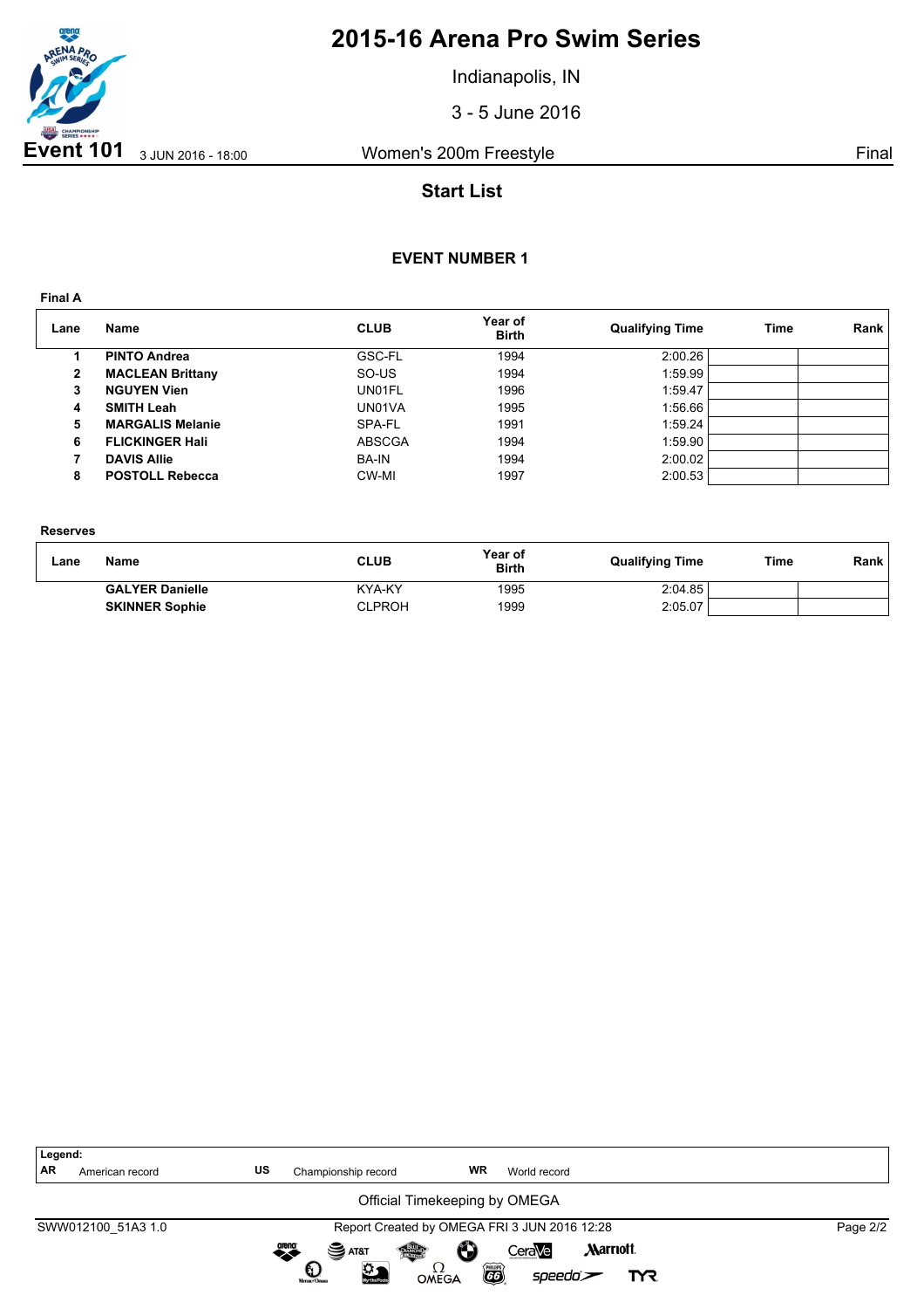# 2015-16 Arena Pro Swim Series

Indianapolis, IN

3 - 5 June 2016

**Event 101** 3 JUN 2016 - 18:00 Women's 200m Freestyle Final

## Start List

### EVENT NUMBER 1

**Final A**

| Lane | Name | CLUB | Year of Birth | Qualifying Time | Time | Rank |
|---|---|---|---|---|---|---|
| 1 | **PINTO Andrea** | GSC-FL | 1994 | 2:00.26 | | |
| 2 | **MACLEAN Brittany** | SO-US | 1994 | 1:59.99 | | |
| 3 | **NGUYEN Vien** | UN01FL | 1996 | 1:59.47 | | |
| 4 | **SMITH Leah** | UN01VA | 1995 | 1:56.66 | | |
| 5 | **MARGALIS Melanie** | SPA-FL | 1991 | 1:59.24 | | |
| 6 | **FLICKINGER Hali** | ABSCGA | 1994 | 1:59.90 | | |
| 7 | **DAVIS Allie** | BA-IN | 1994 | 2:00.02 | | |
| 8 | **POSTOLL Rebecca** | CW-MI | 1997 | 2:00.53 | | |

**Reserves**

| Lane | Name | CLUB | Year of Birth | Qualifying Time | Time | Rank |
|---|---|---|---|---|---|---|
| | **GALYER Danielle** | KYA-KY | 1995 | 2:04.85 | | |
| | **SKINNER Sophie** | CLPROH | 1999 | 2:05.07 | | |

**Legend:**

| | | | | | |
|---|---|---|---|---|---|
| **AR** | American record | **US** | Championship record | **WR** | World record |

Official Timekeeping by OMEGA

SWW012100_51A3 1.0 Report Created by OMEGA FRI 3 JUN 2016 12:28